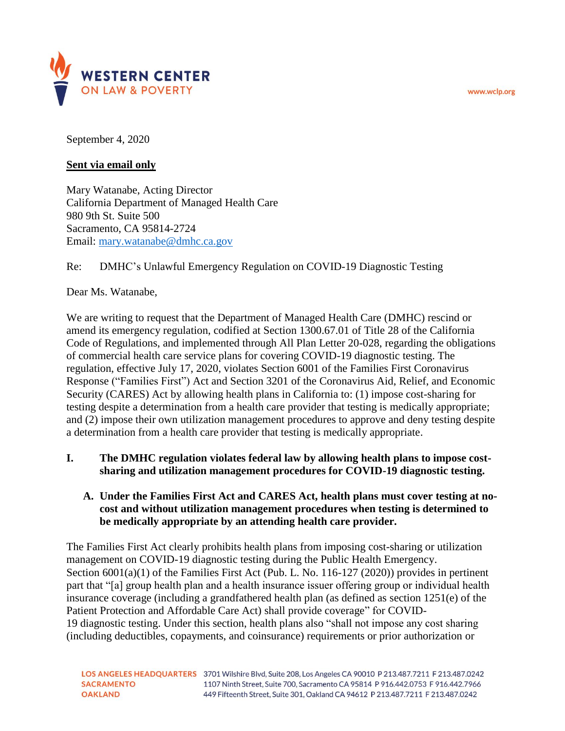**WESTERN CENTER ON LAW & POVERTY**

www.wclp.org

September 4, 2020

**Sent via email only**

Mary Watanabe, Acting Director
California Department of Managed Health Care
980 9th St. Suite 500
Sacramento, CA 95814-2724
Email: mary.watanabe@dmhc.ca.gov

Re: DMHC's Unlawful Emergency Regulation on COVID-19 Diagnostic Testing

Dear Ms. Watanabe,

We are writing to request that the Department of Managed Health Care (DMHC) rescind or amend its emergency regulation, codified at Section 1300.67.01 of Title 28 of the California Code of Regulations, and implemented through All Plan Letter 20-028, regarding the obligations of commercial health care service plans for covering COVID-19 diagnostic testing. The regulation, effective July 17, 2020, violates Section 6001 of the Families First Coronavirus Response ("Families First") Act and Section 3201 of the Coronavirus Aid, Relief, and Economic Security (CARES) Act by allowing health plans in California to: (1) impose cost-sharing for testing despite a determination from a health care provider that testing is medically appropriate; and (2) impose their own utilization management procedures to approve and deny testing despite a determination from a health care provider that testing is medically appropriate.

## I. The DMHC regulation violates federal law by allowing health plans to impose cost-sharing and utilization management procedures for COVID-19 diagnostic testing.

### A. Under the Families First Act and CARES Act, health plans must cover testing at no-cost and without utilization management procedures when testing is determined to be medically appropriate by an attending health care provider.

The Families First Act clearly prohibits health plans from imposing cost-sharing or utilization management on COVID-19 diagnostic testing during the Public Health Emergency. Section 6001(a)(1) of the Families First Act (Pub. L. No. 116-127 (2020)) provides in pertinent part that "[a] group health plan and a health insurance issuer offering group or individual health insurance coverage (including a grandfathered health plan (as defined as section 1251(e) of the Patient Protection and Affordable Care Act) shall provide coverage" for COVID-19 diagnostic testing. Under this section, health plans also "shall not impose any cost sharing (including deductibles, copayments, and coinsurance) requirements or prior authorization or

LOS ANGELES HEADQUARTERS 3701 Wilshire Blvd, Suite 208, Los Angeles CA 90010 P 213.487.7211 F 213.487.0242
SACRAMENTO 1107 Ninth Street, Suite 700, Sacramento CA 95814 P 916.442.0753 F 916.442.7966
OAKLAND 449 Fifteenth Street, Suite 301, Oakland CA 94612 P 213.487.7211 F 213.487.0242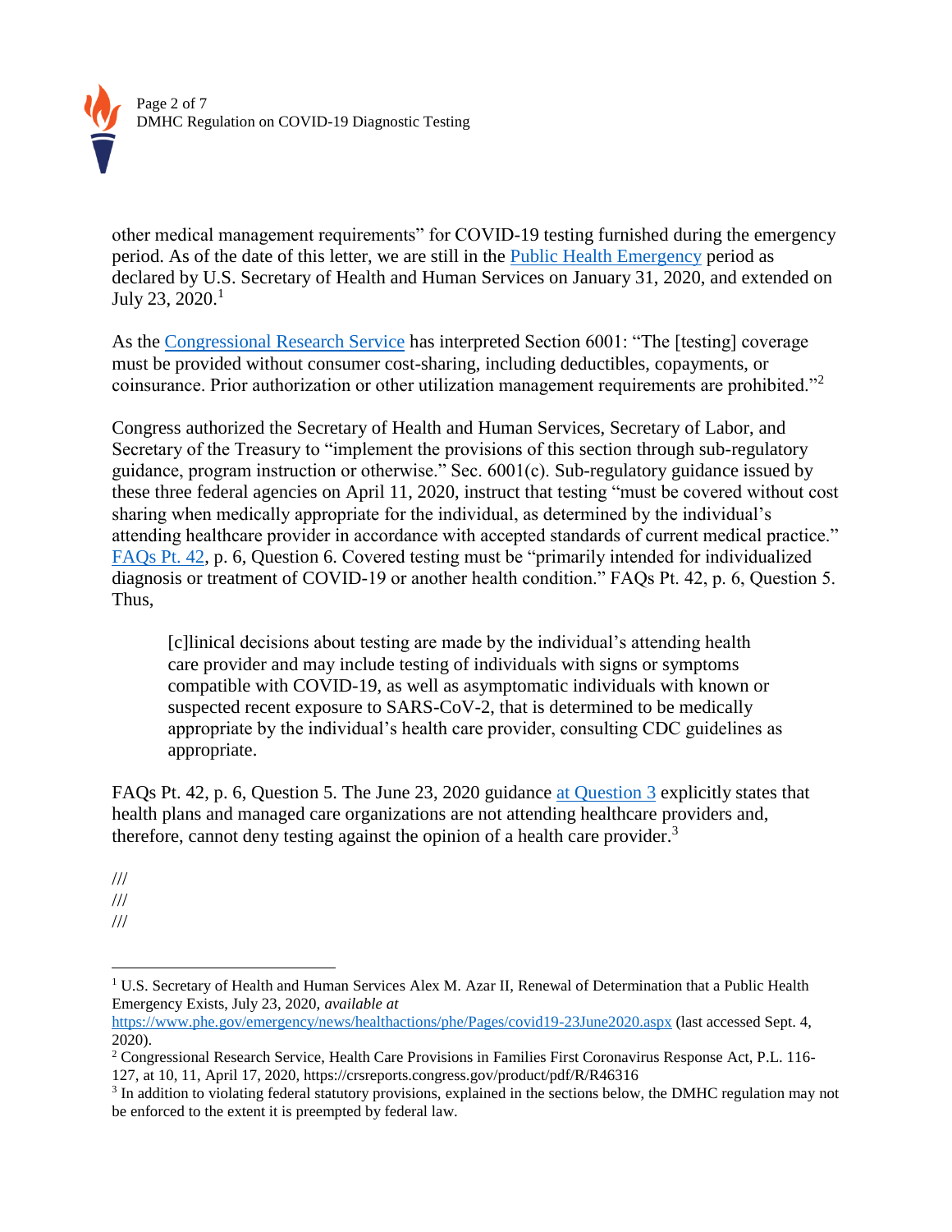other medical management requirements" for COVID-19 testing furnished during the emergency period. As of the date of this letter, we are still in the Public Health Emergency period as declared by U.S. Secretary of Health and Human Services on January 31, 2020, and extended on July 23, 2020.[1]

As the Congressional Research Service has interpreted Section 6001: "The [testing] coverage must be provided without consumer cost-sharing, including deductibles, copayments, or coinsurance. Prior authorization or other utilization management requirements are prohibited."[2]

Congress authorized the Secretary of Health and Human Services, Secretary of Labor, and Secretary of the Treasury to "implement the provisions of this section through sub-regulatory guidance, program instruction or otherwise." Sec. 6001(c). Sub-regulatory guidance issued by these three federal agencies on April 11, 2020, instruct that testing "must be covered without cost sharing when medically appropriate for the individual, as determined by the individual's attending healthcare provider in accordance with accepted standards of current medical practice." FAQs Pt. 42, p. 6, Question 6. Covered testing must be "primarily intended for individualized diagnosis or treatment of COVID-19 or another health condition." FAQs Pt. 42, p. 6, Question 5. Thus,

> [c]linical decisions about testing are made by the individual's attending health care provider and may include testing of individuals with signs or symptoms compatible with COVID-19, as well as asymptomatic individuals with known or suspected recent exposure to SARS-CoV-2, that is determined to be medically appropriate by the individual's health care provider, consulting CDC guidelines as appropriate.

FAQs Pt. 42, p. 6, Question 5. The June 23, 2020 guidance at Question 3 explicitly states that health plans and managed care organizations are not attending healthcare providers and, therefore, cannot deny testing against the opinion of a health care provider.[3]

///
///
///

---

[1] U.S. Secretary of Health and Human Services Alex M. Azar II, Renewal of Determination that a Public Health Emergency Exists, July 23, 2020, *available at* https://www.phe.gov/emergency/news/healthactions/phe/Pages/covid19-23June2020.aspx (last accessed Sept. 4, 2020).

[2] Congressional Research Service, Health Care Provisions in Families First Coronavirus Response Act, P.L. 116-127, at 10, 11, April 17, 2020, https://crsreports.congress.gov/product/pdf/R/R46316

[3] In addition to violating federal statutory provisions, explained in the sections below, the DMHC regulation may not be enforced to the extent it is preempted by federal law.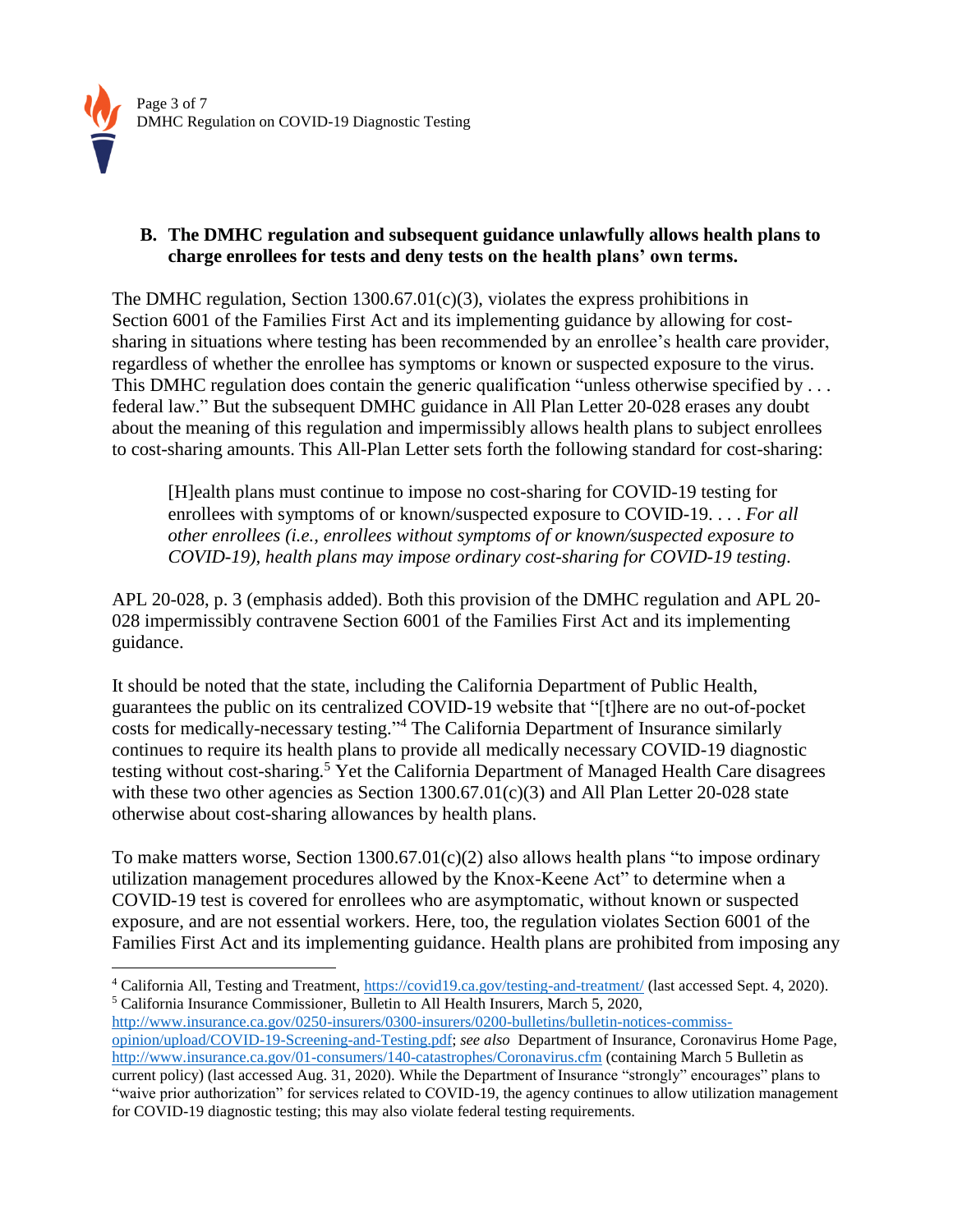### B. The DMHC regulation and subsequent guidance unlawfully allows health plans to charge enrollees for tests and deny tests on the health plans' own terms.

The DMHC regulation, Section 1300.67.01(c)(3), violates the express prohibitions in Section 6001 of the Families First Act and its implementing guidance by allowing for cost-sharing in situations where testing has been recommended by an enrollee's health care provider, regardless of whether the enrollee has symptoms or known or suspected exposure to the virus. This DMHC regulation does contain the generic qualification "unless otherwise specified by . . . federal law." But the subsequent DMHC guidance in All Plan Letter 20-028 erases any doubt about the meaning of this regulation and impermissibly allows health plans to subject enrollees to cost-sharing amounts. This All-Plan Letter sets forth the following standard for cost-sharing:

> [H]ealth plans must continue to impose no cost-sharing for COVID-19 testing for enrollees with symptoms of or known/suspected exposure to COVID-19. . . . *For all other enrollees (i.e., enrollees without symptoms of or known/suspected exposure to COVID-19), health plans may impose ordinary cost-sharing for COVID-19 testing.*

APL 20-028, p. 3 (emphasis added). Both this provision of the DMHC regulation and APL 20-028 impermissibly contravene Section 6001 of the Families First Act and its implementing guidance.

It should be noted that the state, including the California Department of Public Health, guarantees the public on its centralized COVID-19 website that "[t]here are no out-of-pocket costs for medically-necessary testing."[4] The California Department of Insurance similarly continues to require its health plans to provide all medically necessary COVID-19 diagnostic testing without cost-sharing.[5] Yet the California Department of Managed Health Care disagrees with these two other agencies as Section 1300.67.01(c)(3) and All Plan Letter 20-028 state otherwise about cost-sharing allowances by health plans.

To make matters worse, Section 1300.67.01(c)(2) also allows health plans "to impose ordinary utilization management procedures allowed by the Knox-Keene Act" to determine when a COVID-19 test is covered for enrollees who are asymptomatic, without known or suspected exposure, and are not essential workers. Here, too, the regulation violates Section 6001 of the Families First Act and its implementing guidance. Health plans are prohibited from imposing any

---

[4] California All, Testing and Treatment, https://covid19.ca.gov/testing-and-treatment/ (last accessed Sept. 4, 2020).

[5] California Insurance Commissioner, Bulletin to All Health Insurers, March 5, 2020, http://www.insurance.ca.gov/0250-insurers/0300-insurers/0200-bulletins/bulletin-notices-commiss-opinion/upload/COVID-19-Screening-and-Testing.pdf; *see also* Department of Insurance, Coronavirus Home Page, http://www.insurance.ca.gov/01-consumers/140-catastrophes/Coronavirus.cfm (containing March 5 Bulletin as current policy) (last accessed Aug. 31, 2020). While the Department of Insurance "strongly" encourages" plans to "waive prior authorization" for services related to COVID-19, the agency continues to allow utilization management for COVID-19 diagnostic testing; this may also violate federal testing requirements.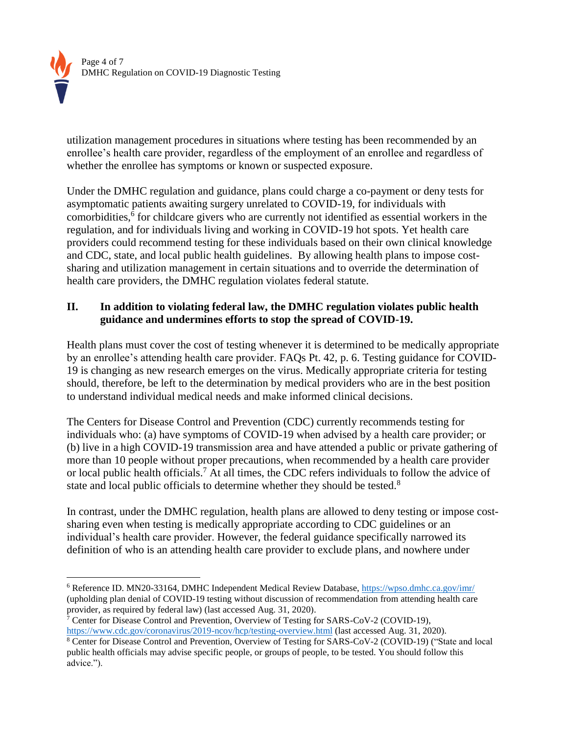utilization management procedures in situations where testing has been recommended by an enrollee's health care provider, regardless of the employment of an enrollee and regardless of whether the enrollee has symptoms or known or suspected exposure.

Under the DMHC regulation and guidance, plans could charge a co-payment or deny tests for asymptomatic patients awaiting surgery unrelated to COVID-19, for individuals with comorbidities,[6] for childcare givers who are currently not identified as essential workers in the regulation, and for individuals living and working in COVID-19 hot spots. Yet health care providers could recommend testing for these individuals based on their own clinical knowledge and CDC, state, and local public health guidelines. By allowing health plans to impose cost-sharing and utilization management in certain situations and to override the determination of health care providers, the DMHC regulation violates federal statute.

## II. In addition to violating federal law, the DMHC regulation violates public health guidance and undermines efforts to stop the spread of COVID-19.

Health plans must cover the cost of testing whenever it is determined to be medically appropriate by an enrollee's attending health care provider. FAQs Pt. 42, p. 6. Testing guidance for COVID-19 is changing as new research emerges on the virus. Medically appropriate criteria for testing should, therefore, be left to the determination by medical providers who are in the best position to understand individual medical needs and make informed clinical decisions.

The Centers for Disease Control and Prevention (CDC) currently recommends testing for individuals who: (a) have symptoms of COVID-19 when advised by a health care provider; or (b) live in a high COVID-19 transmission area and have attended a public or private gathering of more than 10 people without proper precautions, when recommended by a health care provider or local public health officials.[7] At all times, the CDC refers individuals to follow the advice of state and local public officials to determine whether they should be tested.[8]

In contrast, under the DMHC regulation, health plans are allowed to deny testing or impose cost-sharing even when testing is medically appropriate according to CDC guidelines or an individual's health care provider. However, the federal guidance specifically narrowed its definition of who is an attending health care provider to exclude plans, and nowhere under

---

[6] Reference ID. MN20-33164, DMHC Independent Medical Review Database, https://wpso.dmhc.ca.gov/imr/ (upholding plan denial of COVID-19 testing without discussion of recommendation from attending health care provider, as required by federal law) (last accessed Aug. 31, 2020).

[7] Center for Disease Control and Prevention, Overview of Testing for SARS-CoV-2 (COVID-19), https://www.cdc.gov/coronavirus/2019-ncov/hcp/testing-overview.html (last accessed Aug. 31, 2020).

[8] Center for Disease Control and Prevention, Overview of Testing for SARS-CoV-2 (COVID-19) ("State and local public health officials may advise specific people, or groups of people, to be tested. You should follow this advice.").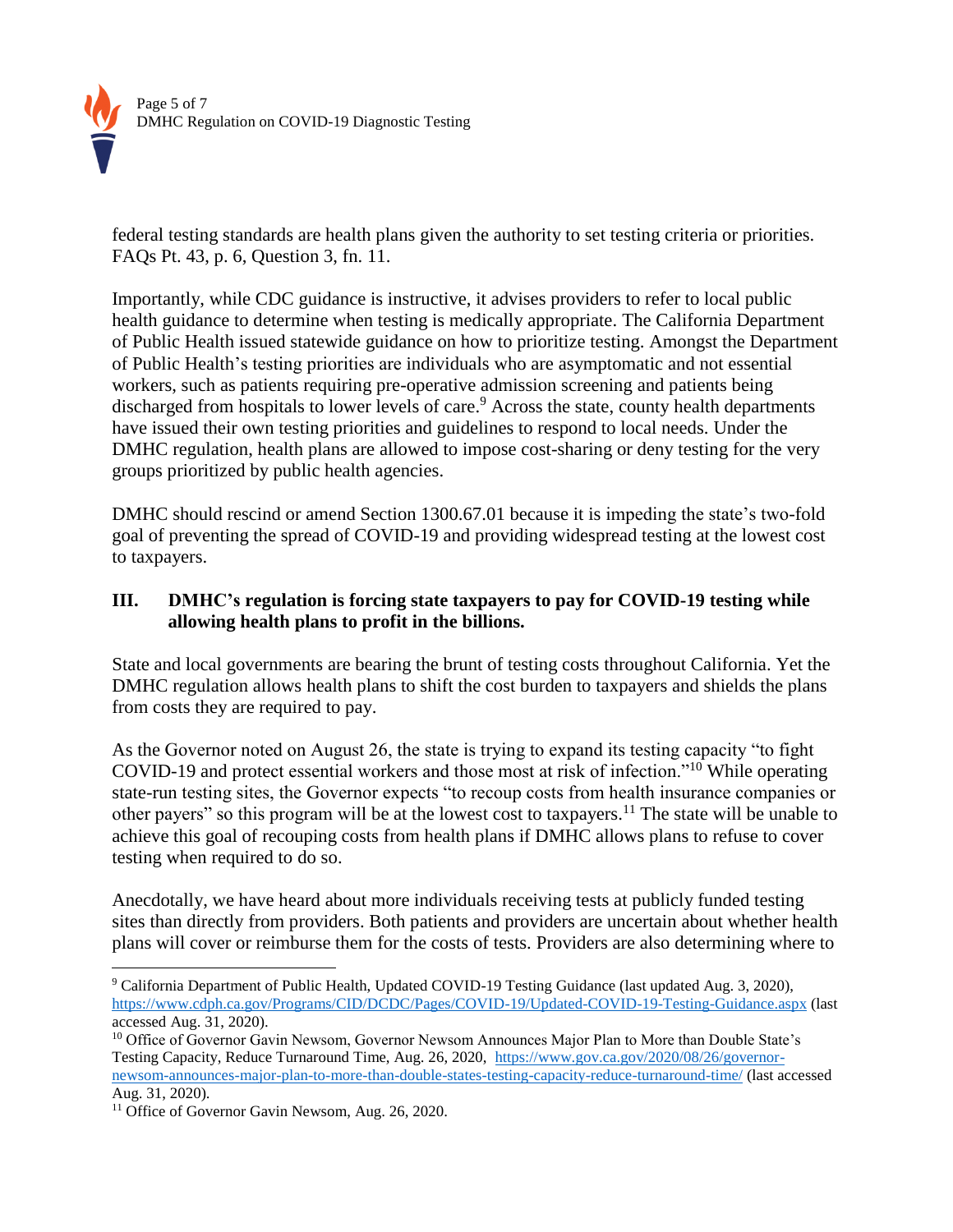federal testing standards are health plans given the authority to set testing criteria or priorities. FAQs Pt. 43, p. 6, Question 3, fn. 11.

Importantly, while CDC guidance is instructive, it advises providers to refer to local public health guidance to determine when testing is medically appropriate. The California Department of Public Health issued statewide guidance on how to prioritize testing. Amongst the Department of Public Health's testing priorities are individuals who are asymptomatic and not essential workers, such as patients requiring pre-operative admission screening and patients being discharged from hospitals to lower levels of care.[9] Across the state, county health departments have issued their own testing priorities and guidelines to respond to local needs. Under the DMHC regulation, health plans are allowed to impose cost-sharing or deny testing for the very groups prioritized by public health agencies.

DMHC should rescind or amend Section 1300.67.01 because it is impeding the state's two-fold goal of preventing the spread of COVID-19 and providing widespread testing at the lowest cost to taxpayers.

### III. DMHC's regulation is forcing state taxpayers to pay for COVID-19 testing while allowing health plans to profit in the billions.

State and local governments are bearing the brunt of testing costs throughout California. Yet the DMHC regulation allows health plans to shift the cost burden to taxpayers and shields the plans from costs they are required to pay.

As the Governor noted on August 26, the state is trying to expand its testing capacity "to fight COVID-19 and protect essential workers and those most at risk of infection."[10] While operating state-run testing sites, the Governor expects "to recoup costs from health insurance companies or other payers" so this program will be at the lowest cost to taxpayers.[11] The state will be unable to achieve this goal of recouping costs from health plans if DMHC allows plans to refuse to cover testing when required to do so.

Anecdotally, we have heard about more individuals receiving tests at publicly funded testing sites than directly from providers. Both patients and providers are uncertain about whether health plans will cover or reimburse them for the costs of tests. Providers are also determining where to

---

[9] California Department of Public Health, Updated COVID-19 Testing Guidance (last updated Aug. 3, 2020), https://www.cdph.ca.gov/Programs/CID/DCDC/Pages/COVID-19/Updated-COVID-19-Testing-Guidance.aspx (last accessed Aug. 31, 2020).

[10] Office of Governor Gavin Newsom, Governor Newsom Announces Major Plan to More than Double State's Testing Capacity, Reduce Turnaround Time, Aug. 26, 2020, https://www.gov.ca.gov/2020/08/26/governor-newsom-announces-major-plan-to-more-than-double-states-testing-capacity-reduce-turnaround-time/ (last accessed Aug. 31, 2020).

[11] Office of Governor Gavin Newsom, Aug. 26, 2020.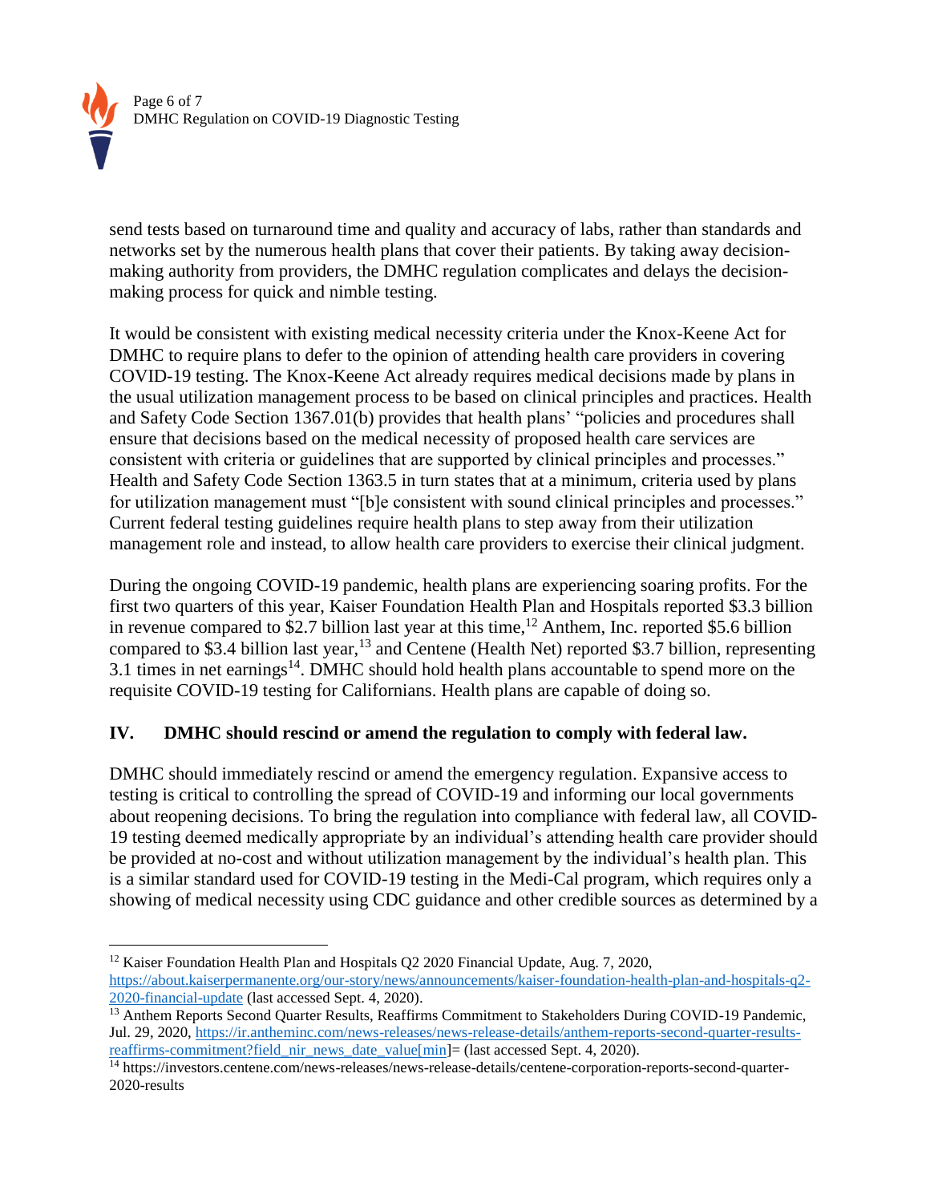send tests based on turnaround time and quality and accuracy of labs, rather than standards and networks set by the numerous health plans that cover their patients. By taking away decision-making authority from providers, the DMHC regulation complicates and delays the decision-making process for quick and nimble testing.

It would be consistent with existing medical necessity criteria under the Knox-Keene Act for DMHC to require plans to defer to the opinion of attending health care providers in covering COVID-19 testing. The Knox-Keene Act already requires medical decisions made by plans in the usual utilization management process to be based on clinical principles and practices. Health and Safety Code Section 1367.01(b) provides that health plans' "policies and procedures shall ensure that decisions based on the medical necessity of proposed health care services are consistent with criteria or guidelines that are supported by clinical principles and processes." Health and Safety Code Section 1363.5 in turn states that at a minimum, criteria used by plans for utilization management must "[b]e consistent with sound clinical principles and processes." Current federal testing guidelines require health plans to step away from their utilization management role and instead, to allow health care providers to exercise their clinical judgment.

During the ongoing COVID-19 pandemic, health plans are experiencing soaring profits. For the first two quarters of this year, Kaiser Foundation Health Plan and Hospitals reported $3.3 billion in revenue compared to $2.7 billion last year at this time,[12] Anthem, Inc. reported $5.6 billion compared to $3.4 billion last year,[13] and Centene (Health Net) reported $3.7 billion, representing 3.1 times in net earnings[14]. DMHC should hold health plans accountable to spend more on the requisite COVID-19 testing for Californians. Health plans are capable of doing so.

## IV. DMHC should rescind or amend the regulation to comply with federal law.

DMHC should immediately rescind or amend the emergency regulation. Expansive access to testing is critical to controlling the spread of COVID-19 and informing our local governments about reopening decisions. To bring the regulation into compliance with federal law, all COVID-19 testing deemed medically appropriate by an individual's attending health care provider should be provided at no-cost and without utilization management by the individual's health plan. This is a similar standard used for COVID-19 testing in the Medi-Cal program, which requires only a showing of medical necessity using CDC guidance and other credible sources as determined by a

---

[12] Kaiser Foundation Health Plan and Hospitals Q2 2020 Financial Update, Aug. 7, 2020, https://about.kaiserpermanente.org/our-story/news/announcements/kaiser-foundation-health-plan-and-hospitals-q2-2020-financial-update (last accessed Sept. 4, 2020).

[13] Anthem Reports Second Quarter Results, Reaffirms Commitment to Stakeholders During COVID-19 Pandemic, Jul. 29, 2020, https://ir.antheminc.com/news-releases/news-release-details/anthem-reports-second-quarter-results-reaffirms-commitment?field_nir_news_date_value[min]= (last accessed Sept. 4, 2020).

[14] https://investors.centene.com/news-releases/news-release-details/centene-corporation-reports-second-quarter-2020-results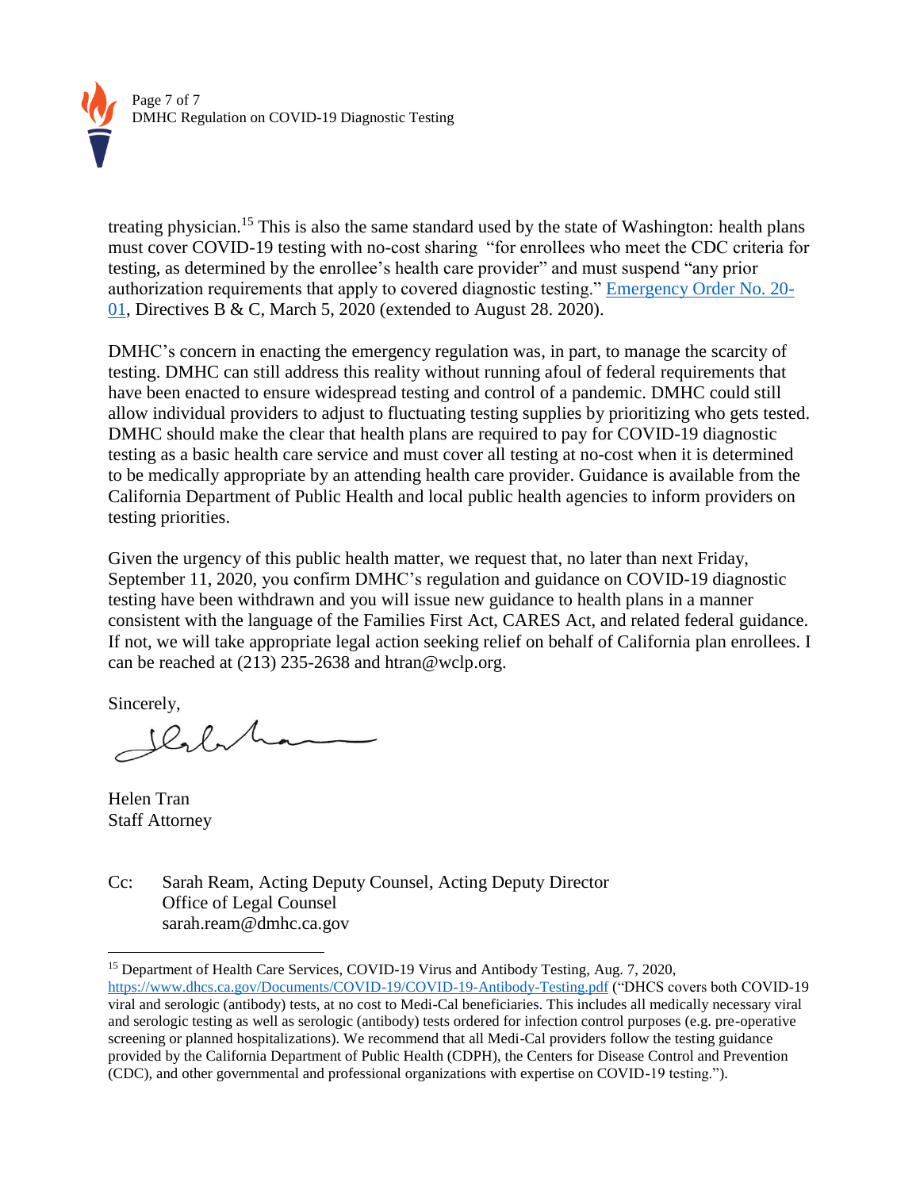treating physician.[15] This is also the same standard used by the state of Washington: health plans must cover COVID-19 testing with no-cost sharing "for enrollees who meet the CDC criteria for testing, as determined by the enrollee's health care provider" and must suspend "any prior authorization requirements that apply to covered diagnostic testing." [Emergency Order No. 20-01], Directives B & C, March 5, 2020 (extended to August 28. 2020).

DMHC's concern in enacting the emergency regulation was, in part, to manage the scarcity of testing. DMHC can still address this reality without running afoul of federal requirements that have been enacted to ensure widespread testing and control of a pandemic. DMHC could still allow individual providers to adjust to fluctuating testing supplies by prioritizing who gets tested. DMHC should make the clear that health plans are required to pay for COVID-19 diagnostic testing as a basic health care service and must cover all testing at no-cost when it is determined to be medically appropriate by an attending health care provider. Guidance is available from the California Department of Public Health and local public health agencies to inform providers on testing priorities.

Given the urgency of this public health matter, we request that, no later than next Friday, September 11, 2020, you confirm DMHC's regulation and guidance on COVID-19 diagnostic testing have been withdrawn and you will issue new guidance to health plans in a manner consistent with the language of the Families First Act, CARES Act, and related federal guidance. If not, we will take appropriate legal action seeking relief on behalf of California plan enrollees. I can be reached at (213) 235-2638 and htran@wclp.org.

Sincerely,

Helen Tran
Staff Attorney

Cc: Sarah Ream, Acting Deputy Counsel, Acting Deputy Director
Office of Legal Counsel
sarah.ream@dmhc.ca.gov

---

[15] Department of Health Care Services, COVID-19 Virus and Antibody Testing, Aug. 7, 2020, https://www.dhcs.ca.gov/Documents/COVID-19/COVID-19-Antibody-Testing.pdf ("DHCS covers both COVID-19 viral and serologic (antibody) tests, at no cost to Medi-Cal beneficiaries. This includes all medically necessary viral and serologic testing as well as serologic (antibody) tests ordered for infection control purposes (e.g. pre-operative screening or planned hospitalizations). We recommend that all Medi-Cal providers follow the testing guidance provided by the California Department of Public Health (CDPH), the Centers for Disease Control and Prevention (CDC), and other governmental and professional organizations with expertise on COVID-19 testing.").